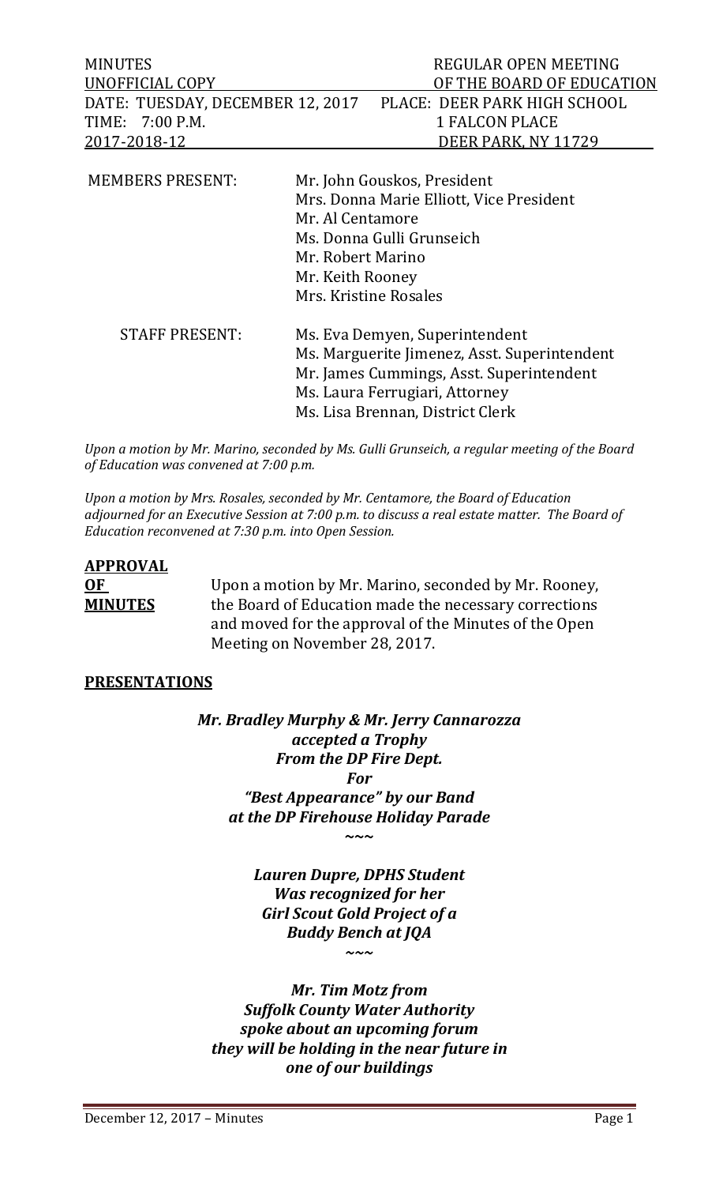MINUTES REGULAR OPEN MEETING
UNOFFICIAL COPY OF THE BOARD OF EDUCATION
DATE: TUESDAY, DECEMBER 12, 2017 PLACE: DEER PARK HIGH SCHOOL
TIME: 7:00 P.M. 1 FALCON PLACE
2017-2018-12 DEER PARK, NY 11729

MEMBERS PRESENT:
- Mr. John Gouskos, President
- Mrs. Donna Marie Elliott, Vice President
- Mr. Al Centamore
- Ms. Donna Gulli Grunseich
- Mr. Robert Marino
- Mr. Keith Rooney
- Mrs. Kristine Rosales

STAFF PRESENT:
- Ms. Eva Demyen, Superintendent
- Ms. Marguerite Jimenez, Asst. Superintendent
- Mr. James Cummings, Asst. Superintendent
- Ms. Laura Ferrugiari, Attorney
- Ms. Lisa Brennan, District Clerk

*Upon a motion by Mr. Marino, seconded by Ms. Gulli Grunseich, a regular meeting of the Board of Education was convened at 7:00 p.m.*

*Upon a motion by Mrs. Rosales, seconded by Mr. Centamore, the Board of Education adjourned for an Executive Session at 7:00 p.m. to discuss a real estate matter. The Board of Education reconvened at 7:30 p.m. into Open Session.*

**APPROVAL OF MINUTES**

Upon a motion by Mr. Marino, seconded by Mr. Rooney, the Board of Education made the necessary corrections and moved for the approval of the Minutes of the Open Meeting on November 28, 2017.

**PRESENTATIONS**

***Mr. Bradley Murphy & Mr. Jerry Cannarozza accepted a Trophy From the DP Fire Dept. For "Best Appearance" by our Band at the DP Firehouse Holiday Parade***

~~~

***Lauren Dupre, DPHS Student Was recognized for her Girl Scout Gold Project of a Buddy Bench at JQA***

~~~

***Mr. Tim Motz from Suffolk County Water Authority spoke about an upcoming forum they will be holding in the near future in one of our buildings***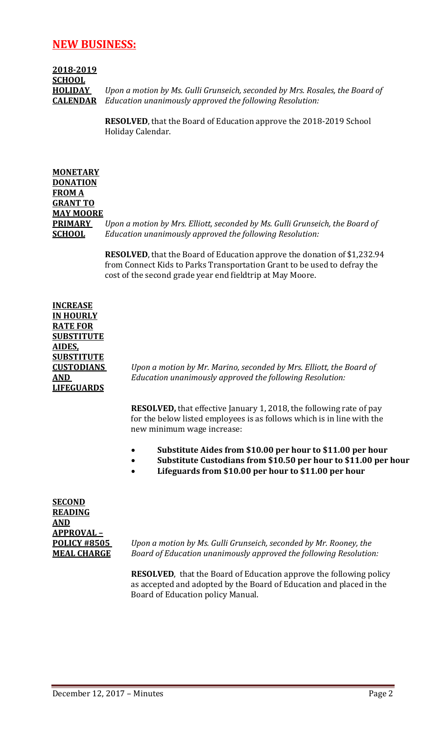## **NEW BUSINESS:**

**2018-2019 SCHOOL HOLIDAY CALENDAR**

*Upon a motion by Ms. Gulli Grunseich, seconded by Mrs. Rosales, the Board of Education unanimously approved the following Resolution:*

**RESOLVED**, that the Board of Education approve the 2018-2019 School Holiday Calendar.

**MONETARY DONATION FROM A GRANT TO MAY MOORE PRIMARY SCHOOL**

*Upon a motion by Mrs. Elliott, seconded by Ms. Gulli Grunseich, the Board of Education unanimously approved the following Resolution:*

**RESOLVED**, that the Board of Education approve the donation of $1,232.94 from Connect Kids to Parks Transportation Grant to be used to defray the cost of the second grade year end fieldtrip at May Moore.

**INCREASE IN HOURLY RATE FOR SUBSTITUTE AIDES, SUBSTITUTE CUSTODIANS AND LIFEGUARDS**

*Upon a motion by Mr. Marino, seconded by Mrs. Elliott, the Board of Education unanimously approved the following Resolution:*

**RESOLVED,** that effective January 1, 2018, the following rate of pay for the below listed employees is as follows which is in line with the new minimum wage increase:

- **Substitute Aides from $10.00 per hour to $11.00 per hour**
- **Substitute Custodians from $10.50 per hour to $11.00 per hour**
- **Lifeguards from $10.00 per hour to $11.00 per hour**

**SECOND READING AND APPROVAL – POLICY #8505 MEAL CHARGE**

*Upon a motion by Ms. Gulli Grunseich, seconded by Mr. Rooney, the Board of Education unanimously approved the following Resolution:*

**RESOLVED**, that the Board of Education approve the following policy as accepted and adopted by the Board of Education and placed in the Board of Education policy Manual.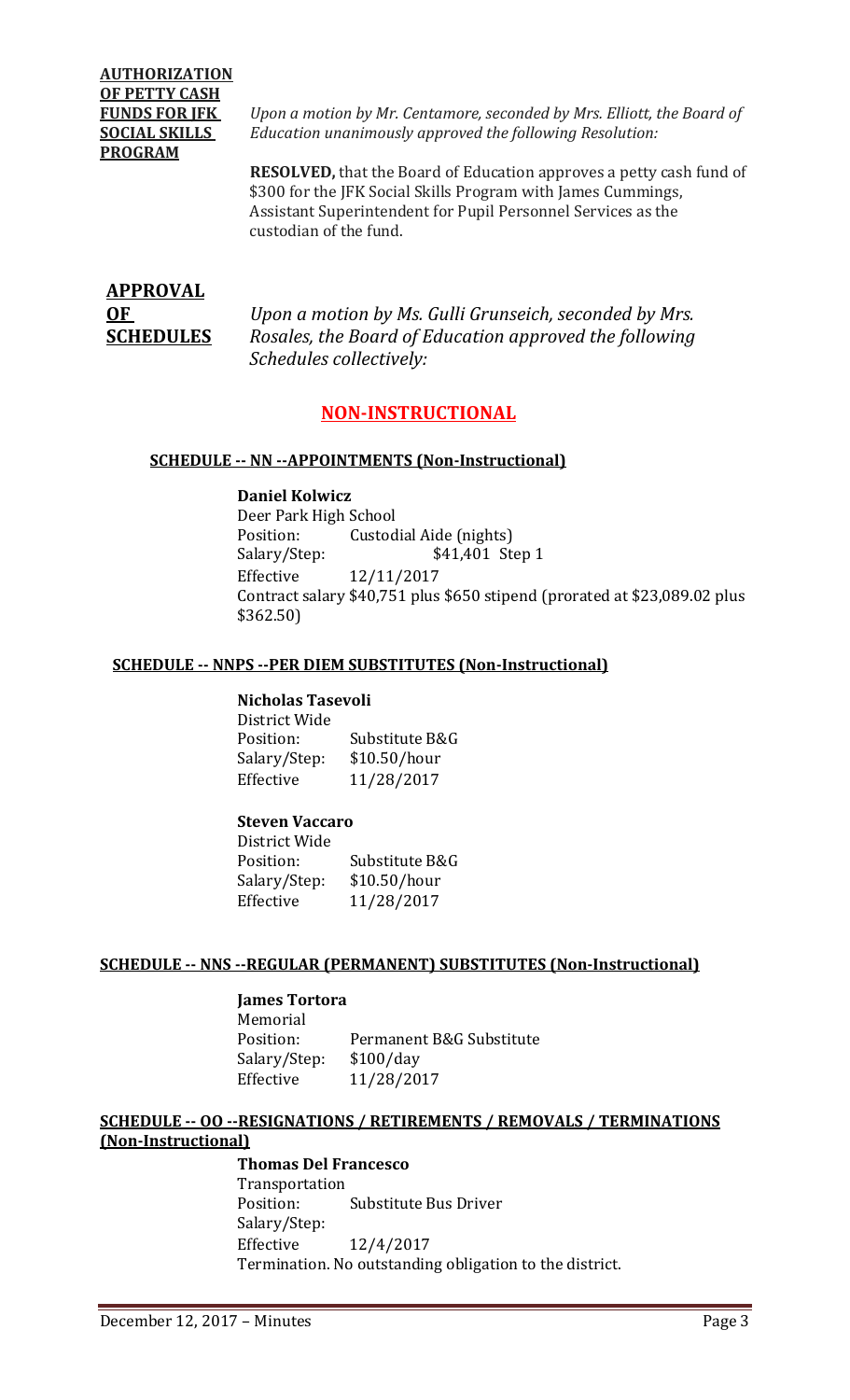**AUTHORIZATION OF PETTY CASH FUNDS FOR JFK SOCIAL SKILLS PROGRAM**

*Upon a motion by Mr. Centamore, seconded by Mrs. Elliott, the Board of Education unanimously approved the following Resolution:*

**RESOLVED,** that the Board of Education approves a petty cash fund of $300 for the JFK Social Skills Program with James Cummings, Assistant Superintendent for Pupil Personnel Services as the custodian of the fund.

**APPROVAL OF SCHEDULES**

*Upon a motion by Ms. Gulli Grunseich, seconded by Mrs. Rosales, the Board of Education approved the following Schedules collectively:*

## NON-INSTRUCTIONAL

### SCHEDULE -- NN --APPOINTMENTS (Non-Instructional)

**Daniel Kolwicz**
Deer Park High School
Position: Custodial Aide (nights)
Salary/Step: $41,401 Step 1
Effective 12/11/2017
Contract salary $40,751 plus $650 stipend (prorated at $23,089.02 plus $362.50)

### SCHEDULE -- NNPS --PER DIEM SUBSTITUTES (Non-Instructional)

**Nicholas Tasevoli**
District Wide
Position: Substitute B&G
Salary/Step: $10.50/hour
Effective 11/28/2017

**Steven Vaccaro**
District Wide
Position: Substitute B&G
Salary/Step: $10.50/hour
Effective 11/28/2017

### SCHEDULE -- NNS --REGULAR (PERMANENT) SUBSTITUTES (Non-Instructional)

**James Tortora**
Memorial
Position: Permanent B&G Substitute
Salary/Step: $100/day
Effective 11/28/2017

### SCHEDULE -- OO --RESIGNATIONS / RETIREMENTS / REMOVALS / TERMINATIONS (Non-Instructional)

**Thomas Del Francesco**
Transportation
Position: Substitute Bus Driver
Salary/Step:
Effective 12/4/2017
Termination. No outstanding obligation to the district.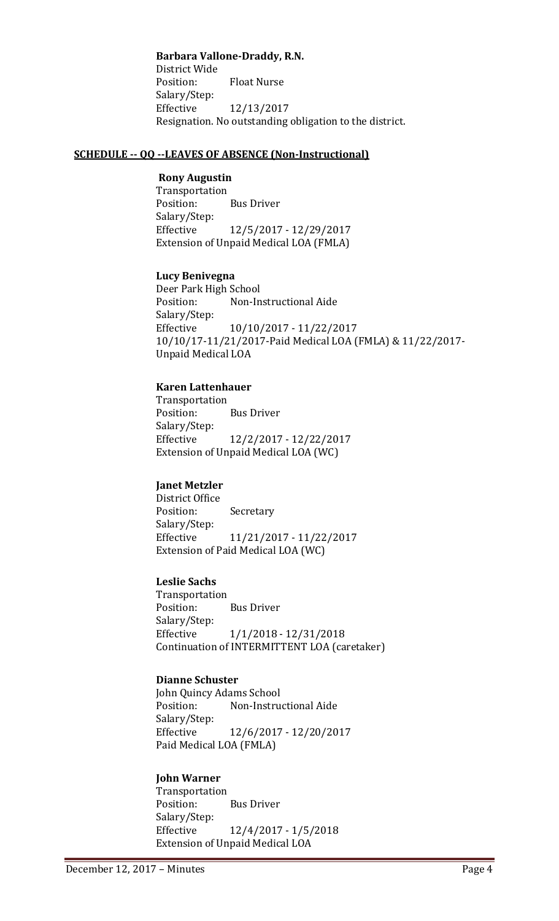**Barbara Vallone-Draddy, R.N.**
District Wide
Position: Float Nurse
Salary/Step:
Effective 12/13/2017
Resignation. No outstanding obligation to the district.

**SCHEDULE -- QQ --LEAVES OF ABSENCE (Non-Instructional)**

**Rony Augustin**
Transportation
Position: Bus Driver
Salary/Step:
Effective 12/5/2017 - 12/29/2017
Extension of Unpaid Medical LOA (FMLA)

**Lucy Benivegna**
Deer Park High School
Position: Non-Instructional Aide
Salary/Step:
Effective 10/10/2017 - 11/22/2017
10/10/17-11/21/2017-Paid Medical LOA (FMLA) & 11/22/2017-Unpaid Medical LOA

**Karen Lattenhauer**
Transportation
Position: Bus Driver
Salary/Step:
Effective 12/2/2017 - 12/22/2017
Extension of Unpaid Medical LOA (WC)

**Janet Metzler**
District Office
Position: Secretary
Salary/Step:
Effective 11/21/2017 - 11/22/2017
Extension of Paid Medical LOA (WC)

**Leslie Sachs**
Transportation
Position: Bus Driver
Salary/Step:
Effective 1/1/2018 - 12/31/2018
Continuation of INTERMITTENT LOA (caretaker)

**Dianne Schuster**
John Quincy Adams School
Position: Non-Instructional Aide
Salary/Step:
Effective 12/6/2017 - 12/20/2017
Paid Medical LOA (FMLA)

**John Warner**
Transportation
Position: Bus Driver
Salary/Step:
Effective 12/4/2017 - 1/5/2018
Extension of Unpaid Medical LOA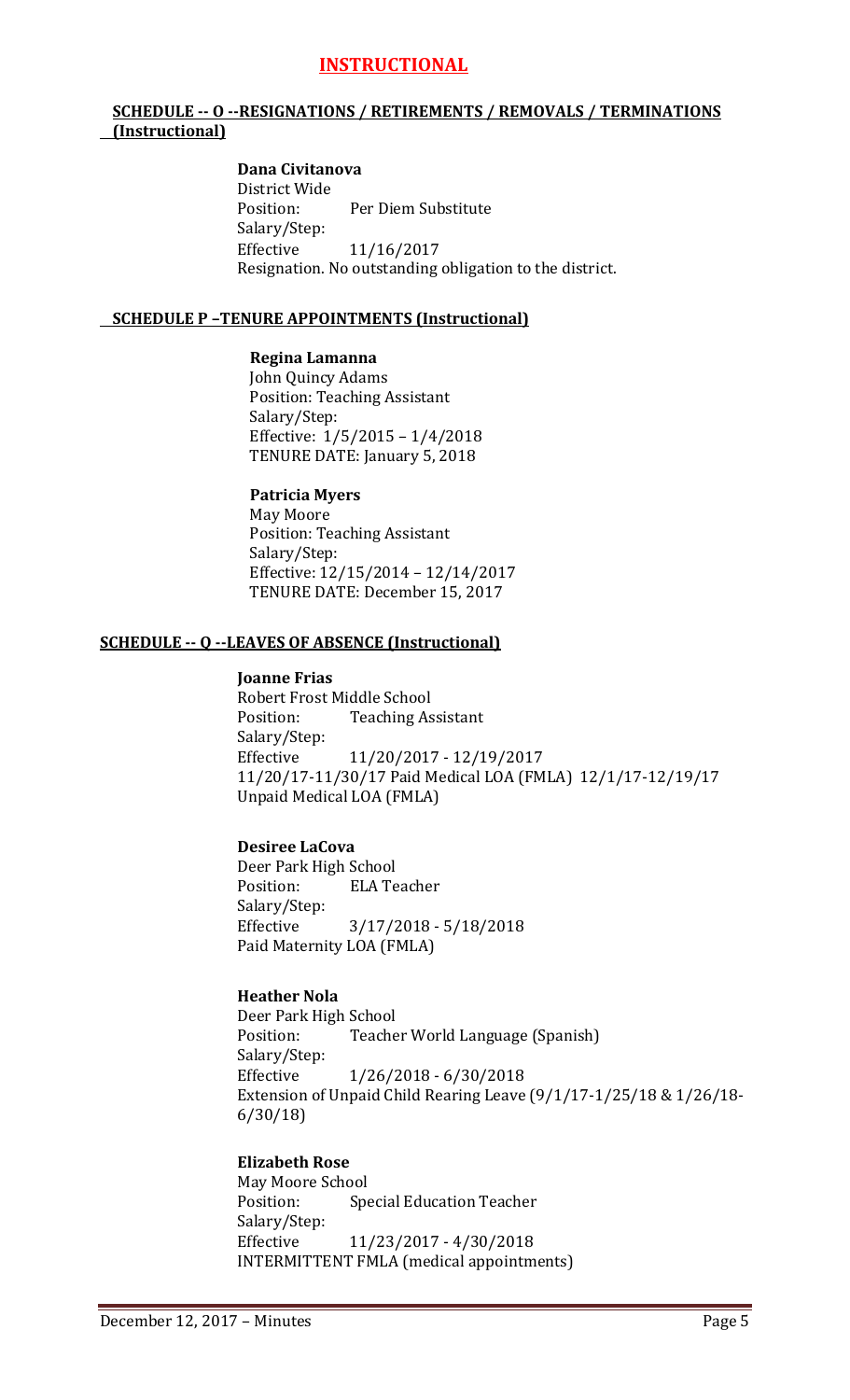# INSTRUCTIONAL

## SCHEDULE -- O --RESIGNATIONS / RETIREMENTS / REMOVALS / TERMINATIONS (Instructional)

**Dana Civitanova**
District Wide
Position: Per Diem Substitute
Salary/Step:
Effective 11/16/2017
Resignation. No outstanding obligation to the district.

## SCHEDULE P –TENURE APPOINTMENTS (Instructional)

**Regina Lamanna**
John Quincy Adams
Position: Teaching Assistant
Salary/Step:
Effective: 1/5/2015 – 1/4/2018
TENURE DATE: January 5, 2018

**Patricia Myers**
May Moore
Position: Teaching Assistant
Salary/Step:
Effective: 12/15/2014 – 12/14/2017
TENURE DATE: December 15, 2017

## SCHEDULE -- Q --LEAVES OF ABSENCE (Instructional)

**Joanne Frias**
Robert Frost Middle School
Position: Teaching Assistant
Salary/Step:
Effective 11/20/2017 - 12/19/2017
11/20/17-11/30/17 Paid Medical LOA (FMLA) 12/1/17-12/19/17 Unpaid Medical LOA (FMLA)

**Desiree LaCova**
Deer Park High School
Position: ELA Teacher
Salary/Step:
Effective 3/17/2018 - 5/18/2018
Paid Maternity LOA (FMLA)

**Heather Nola**
Deer Park High School
Position: Teacher World Language (Spanish)
Salary/Step:
Effective 1/26/2018 - 6/30/2018
Extension of Unpaid Child Rearing Leave (9/1/17-1/25/18 & 1/26/18-6/30/18)

**Elizabeth Rose**
May Moore School
Position: Special Education Teacher
Salary/Step:
Effective 11/23/2017 - 4/30/2018
INTERMITTENT FMLA (medical appointments)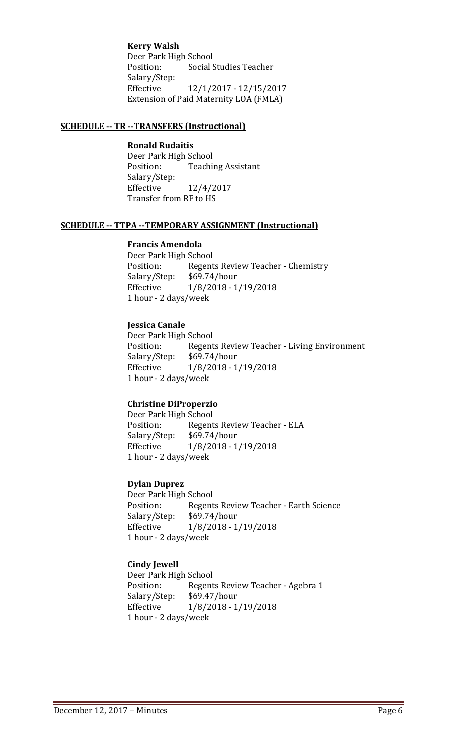**Kerry Walsh**
Deer Park High School
Position: Social Studies Teacher
Salary/Step:
Effective 12/1/2017 - 12/15/2017
Extension of Paid Maternity LOA (FMLA)

**SCHEDULE -- TR --TRANSFERS (Instructional)**

**Ronald Rudaitis**
Deer Park High School
Position: Teaching Assistant
Salary/Step:
Effective 12/4/2017
Transfer from RF to HS

**SCHEDULE -- TTPA --TEMPORARY ASSIGNMENT (Instructional)**

**Francis Amendola**
Deer Park High School
Position: Regents Review Teacher - Chemistry
Salary/Step: $69.74/hour
Effective 1/8/2018 - 1/19/2018
1 hour - 2 days/week

**Jessica Canale**
Deer Park High School
Position: Regents Review Teacher - Living Environment
Salary/Step: $69.74/hour
Effective 1/8/2018 - 1/19/2018
1 hour - 2 days/week

**Christine DiProperzio**
Deer Park High School
Position: Regents Review Teacher - ELA
Salary/Step: $69.74/hour
Effective 1/8/2018 - 1/19/2018
1 hour - 2 days/week

**Dylan Duprez**
Deer Park High School
Position: Regents Review Teacher - Earth Science
Salary/Step: $69.74/hour
Effective 1/8/2018 - 1/19/2018
1 hour - 2 days/week

**Cindy Jewell**
Deer Park High School
Position: Regents Review Teacher - Agebra 1
Salary/Step: $69.47/hour
Effective 1/8/2018 - 1/19/2018
1 hour - 2 days/week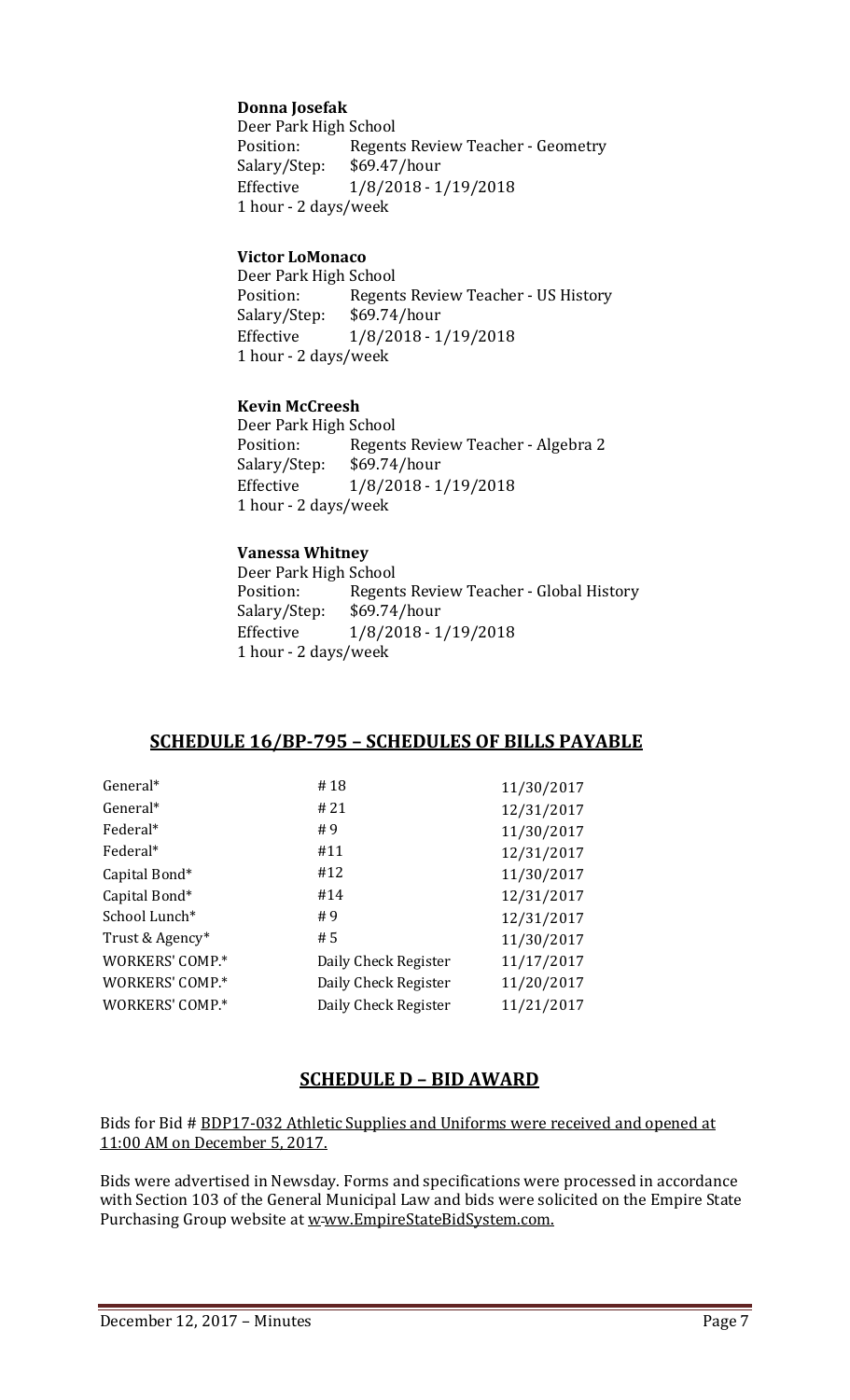**Donna Josefak**
Deer Park High School
Position: Regents Review Teacher - Geometry
Salary/Step: $69.47/hour
Effective 1/8/2018 - 1/19/2018
1 hour - 2 days/week

**Victor LoMonaco**
Deer Park High School
Position: Regents Review Teacher - US History
Salary/Step: $69.74/hour
Effective 1/8/2018 - 1/19/2018
1 hour - 2 days/week

**Kevin McCreesh**
Deer Park High School
Position: Regents Review Teacher - Algebra 2
Salary/Step: $69.74/hour
Effective 1/8/2018 - 1/19/2018
1 hour - 2 days/week

**Vanessa Whitney**
Deer Park High School
Position: Regents Review Teacher - Global History
Salary/Step: $69.74/hour
Effective 1/8/2018 - 1/19/2018
1 hour - 2 days/week

## SCHEDULE 16/BP-795 – SCHEDULES OF BILLS PAYABLE

| | | |
|---|---|---|
| General* | # 18 | 11/30/2017 |
| General* | # 21 | 12/31/2017 |
| Federal* | # 9 | 11/30/2017 |
| Federal* | #11 | 12/31/2017 |
| Capital Bond* | #12 | 11/30/2017 |
| Capital Bond* | #14 | 12/31/2017 |
| School Lunch* | # 9 | 12/31/2017 |
| Trust & Agency* | # 5 | 11/30/2017 |
| WORKERS' COMP.* | Daily Check Register | 11/17/2017 |
| WORKERS' COMP.* | Daily Check Register | 11/20/2017 |
| WORKERS' COMP.* | Daily Check Register | 11/21/2017 |

## SCHEDULE D – BID AWARD

Bids for Bid # BDP17-032 Athletic Supplies and Uniforms were received and opened at 11:00 AM on December 5, 2017.

Bids were advertised in Newsday. Forms and specifications were processed in accordance with Section 103 of the General Municipal Law and bids were solicited on the Empire State Purchasing Group website at w-ww.EmpireStateBidSystem.com.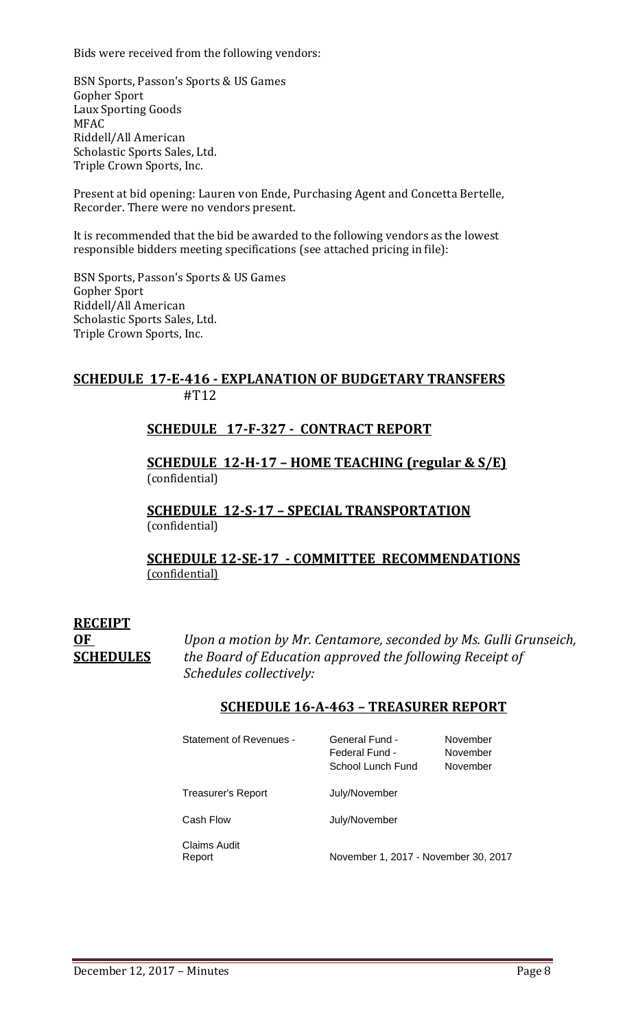Bids were received from the following vendors:

BSN Sports, Passon's Sports & US Games
Gopher Sport
Laux Sporting Goods
MFAC
Riddell/All American
Scholastic Sports Sales, Ltd.
Triple Crown Sports, Inc.

Present at bid opening: Lauren von Ende, Purchasing Agent and Concetta Bertelle, Recorder. There were no vendors present.

It is recommended that the bid be awarded to the following vendors as the lowest responsible bidders meeting specifications (see attached pricing in file):

BSN Sports, Passon's Sports & US Games
Gopher Sport
Riddell/All American
Scholastic Sports Sales, Ltd.
Triple Crown Sports, Inc.

## SCHEDULE 17-E-416 - EXPLANATION OF BUDGETARY TRANSFERS

#T12

## SCHEDULE 17-F-327 - CONTRACT REPORT

## SCHEDULE 12-H-17 – HOME TEACHING (regular & S/E)

(confidential)

## SCHEDULE 12-S-17 – SPECIAL TRANSPORTATION

(confidential)

## SCHEDULE 12-SE-17 - COMMITTEE RECOMMENDATIONS

(confidential)

**RECEIPT OF SCHEDULES**

*Upon a motion by Mr. Centamore, seconded by Ms. Gulli Grunseich, the Board of Education approved the following Receipt of Schedules collectively:*

## SCHEDULE 16-A-463 – TREASURER REPORT

| | | |
|---|---|---|
| Statement of Revenues - | General Fund - | November |
| | Federal Fund - | November |
| | School Lunch Fund | November |
| Treasurer's Report | July/November | |
| Cash Flow | July/November | |
| Claims Audit Report | November 1, 2017 - November 30, 2017 | |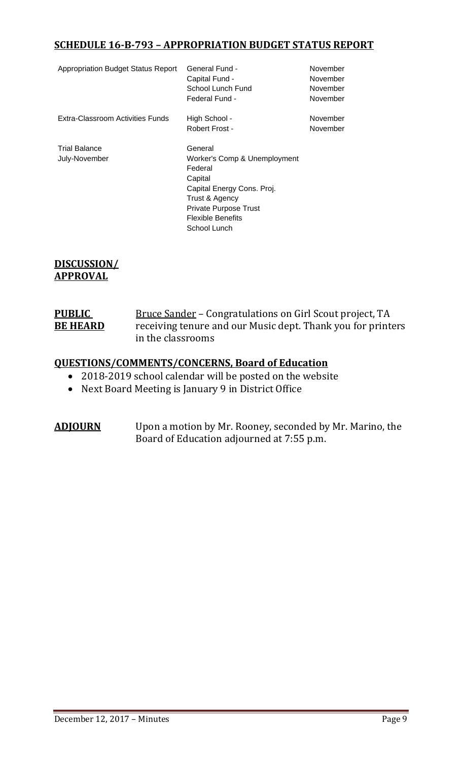## SCHEDULE 16-B-793 – APPROPRIATION BUDGET STATUS REPORT

| | | |
|---|---|---|
| Appropriation Budget Status Report | General Fund - | November |
| | Capital Fund - | November |
| | School Lunch Fund | November |
| | Federal Fund - | November |
| Extra-Classroom Activities Funds | High School - | November |
| | Robert Frost - | November |
| Trial Balance<br>July-November | General | |
| | Worker's Comp & Unemployment | |
| | Federal | |
| | Capital | |
| | Capital Energy Cons. Proj. | |
| | Trust & Agency | |
| | Private Purpose Trust | |
| | Flexible Benefits | |
| | School Lunch | |

**DISCUSSION/ APPROVAL**

**PUBLIC BE HEARD** Bruce Sander – Congratulations on Girl Scout project, TA receiving tenure and our Music dept. Thank you for printers in the classrooms

## QUESTIONS/COMMENTS/CONCERNS, Board of Education

- 2018-2019 school calendar will be posted on the website
- Next Board Meeting is January 9 in District Office

**ADJOURN** Upon a motion by Mr. Rooney, seconded by Mr. Marino, the Board of Education adjourned at 7:55 p.m.